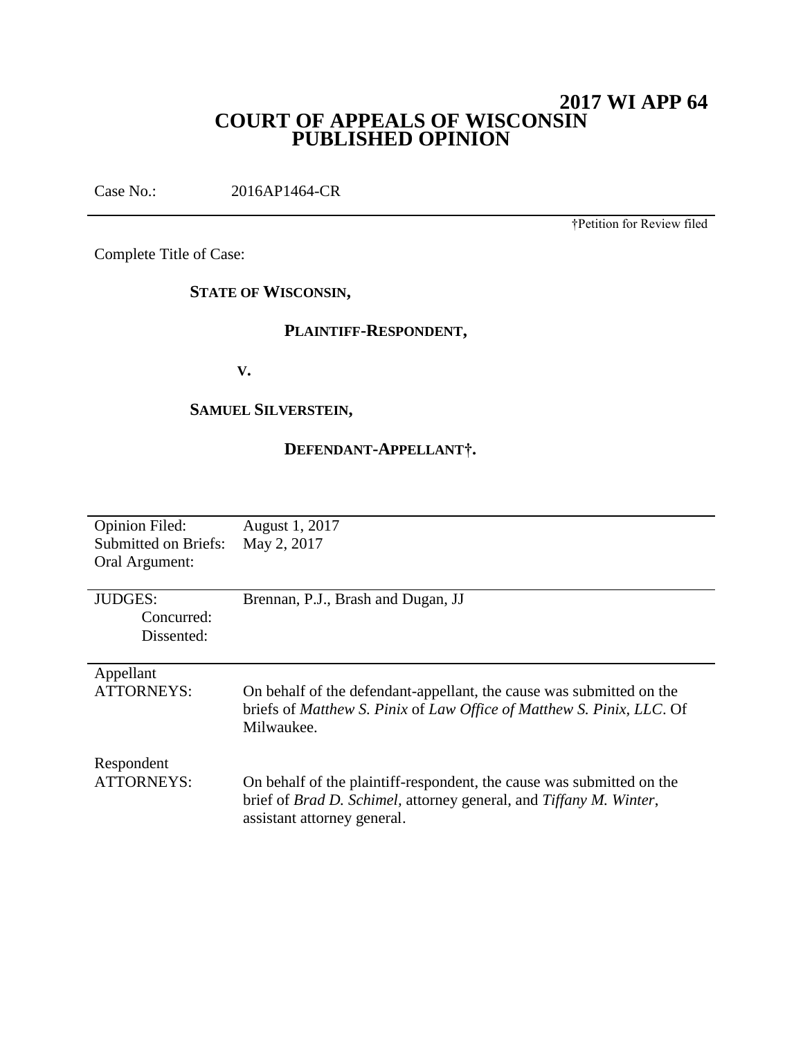# 2017 WI APP 64

## COURT OF APPEALS OF WISCONSIN
## PUBLISHED OPINION

Case No.: 2016AP1464-CR

†Petition for Review filed

Complete Title of Case:

**STATE OF WISCONSIN,**

**PLAINTIFF-RESPONDENT,**

**V.**

**SAMUEL SILVERSTEIN,**

**DEFENDANT-APPELLANT†.**

| | |
|---|---|
| Opinion Filed: | August 1, 2017 |
| Submitted on Briefs: | May 2, 2017 |
| Oral Argument: | |
| JUDGES: | Brennan, P.J., Brash and Dugan, JJ |
| Concurred: | |
| Dissented: | |
| Appellant ATTORNEYS: | On behalf of the defendant-appellant, the cause was submitted on the briefs of *Matthew S. Pinix* of *Law Office of Matthew S. Pinix, LLC*. Of Milwaukee. |
| Respondent ATTORNEYS: | On behalf of the plaintiff-respondent, the cause was submitted on the brief of *Brad D. Schimel*, attorney general, and *Tiffany M. Winter*, assistant attorney general. |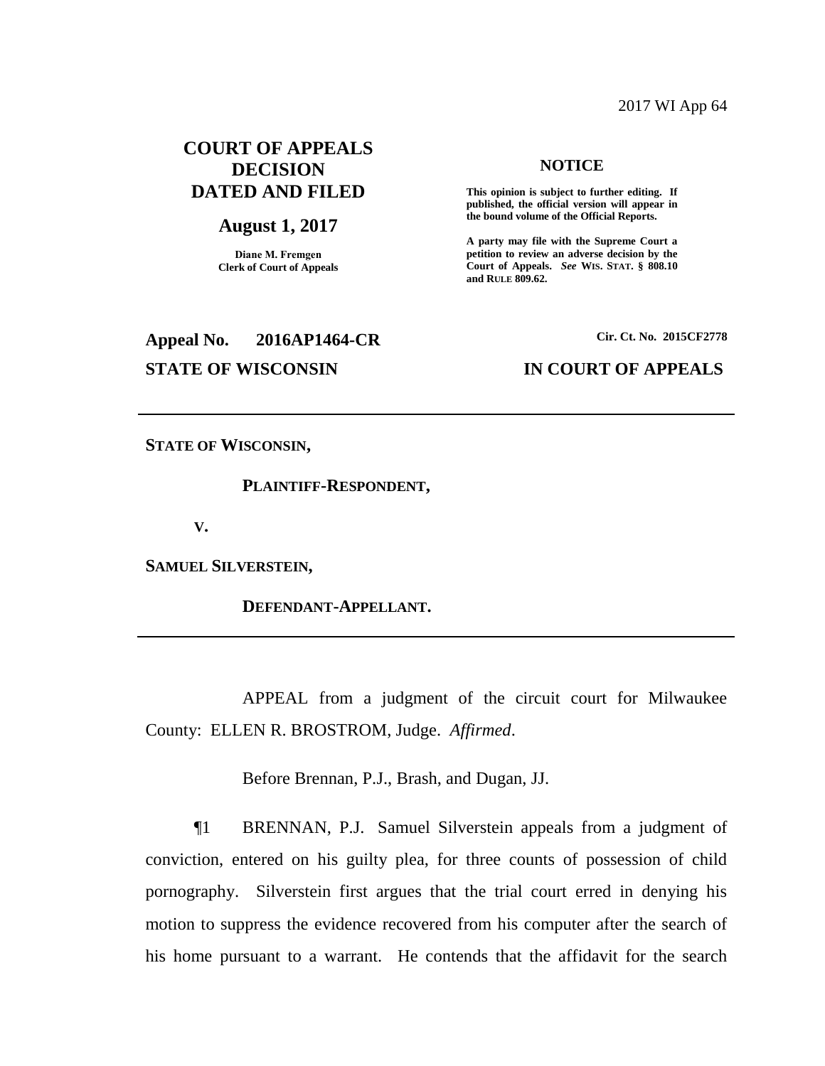2017 WI App 64

# COURT OF APPEALS DECISION DATED AND FILED

## August 1, 2017

**Diane M. Fremgen**
**Clerk of Court of Appeals**

**NOTICE**

**This opinion is subject to further editing. If published, the official version will appear in the bound volume of the Official Reports.**

**A party may file with the Supreme Court a petition to review an adverse decision by the Court of Appeals.** ***See*** **WIS. STAT. § 808.10 and RULE 809.62.**

**Appeal No. 2016AP1464-CR** **Cir. Ct. No. 2015CF2778**

**STATE OF WISCONSIN** **IN COURT OF APPEALS**

---

**STATE OF WISCONSIN,**

**PLAINTIFF-RESPONDENT,**

**V.**

**SAMUEL SILVERSTEIN,**

**DEFENDANT-APPELLANT.**

---

APPEAL from a judgment of the circuit court for Milwaukee County: ELLEN R. BROSTROM, Judge. *Affirmed*.

Before Brennan, P.J., Brash, and Dugan, JJ.

¶1 BRENNAN, P.J. Samuel Silverstein appeals from a judgment of conviction, entered on his guilty plea, for three counts of possession of child pornography. Silverstein first argues that the trial court erred in denying his motion to suppress the evidence recovered from his computer after the search of his home pursuant to a warrant. He contends that the affidavit for the search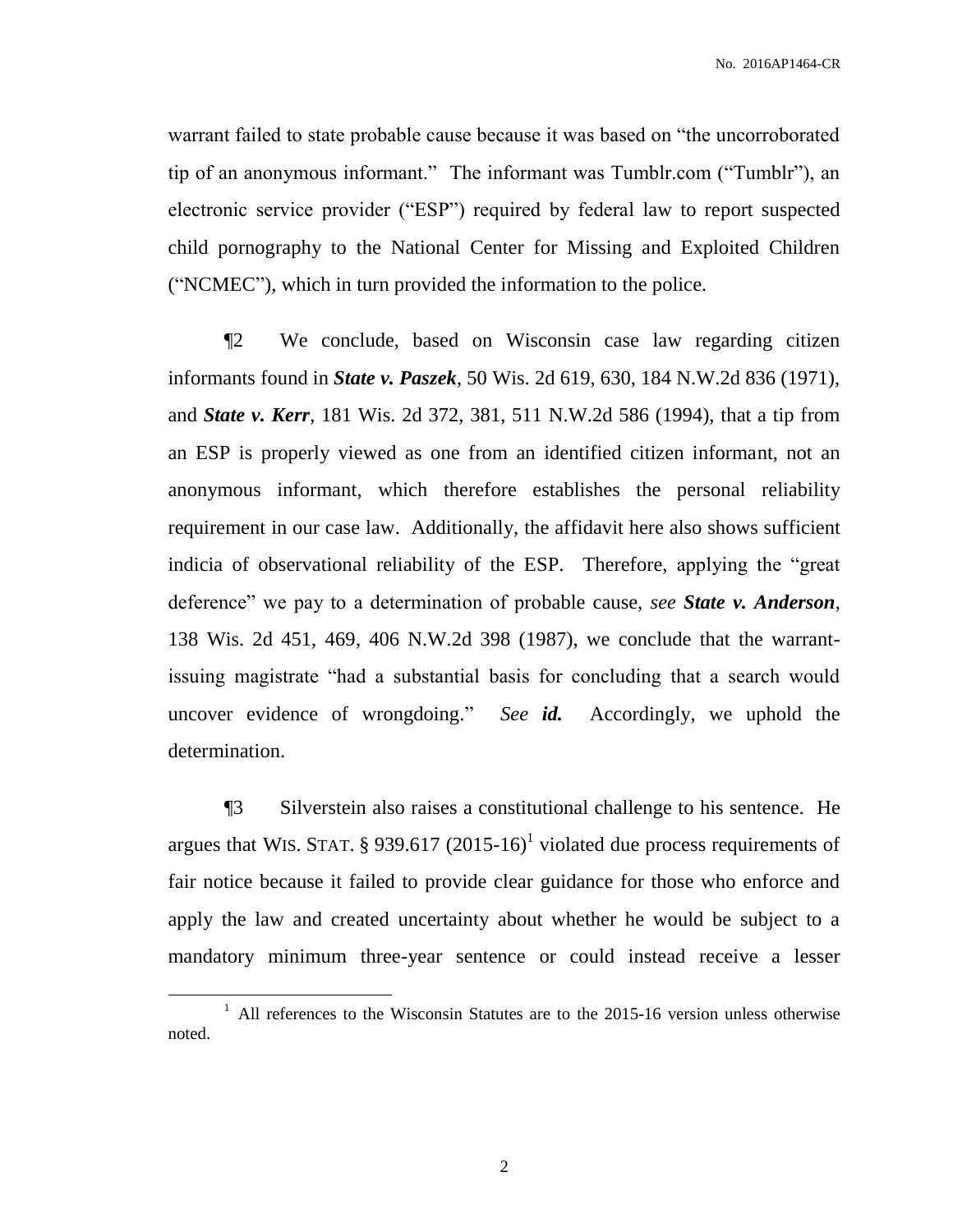warrant failed to state probable cause because it was based on "the uncorroborated tip of an anonymous informant." The informant was Tumblr.com ("Tumblr"), an electronic service provider ("ESP") required by federal law to report suspected child pornography to the National Center for Missing and Exploited Children ("NCMEC"), which in turn provided the information to the police.

¶2 We conclude, based on Wisconsin case law regarding citizen informants found in ***State v. Paszek***, 50 Wis. 2d 619, 630, 184 N.W.2d 836 (1971), and ***State v. Kerr***, 181 Wis. 2d 372, 381, 511 N.W.2d 586 (1994), that a tip from an ESP is properly viewed as one from an identified citizen informant, not an anonymous informant, which therefore establishes the personal reliability requirement in our case law. Additionally, the affidavit here also shows sufficient indicia of observational reliability of the ESP. Therefore, applying the "great deference" we pay to a determination of probable cause, *see* ***State v. Anderson***, 138 Wis. 2d 451, 469, 406 N.W.2d 398 (1987), we conclude that the warrant-issuing magistrate "had a substantial basis for concluding that a search would uncover evidence of wrongdoing." *See* ***id.*** Accordingly, we uphold the determination.

¶3 Silverstein also raises a constitutional challenge to his sentence. He argues that WIS. STAT. § 939.617 (2015-16)[1] violated due process requirements of fair notice because it failed to provide clear guidance for those who enforce and apply the law and created uncertainty about whether he would be subject to a mandatory minimum three-year sentence or could instead receive a lesser

[1] All references to the Wisconsin Statutes are to the 2015-16 version unless otherwise noted.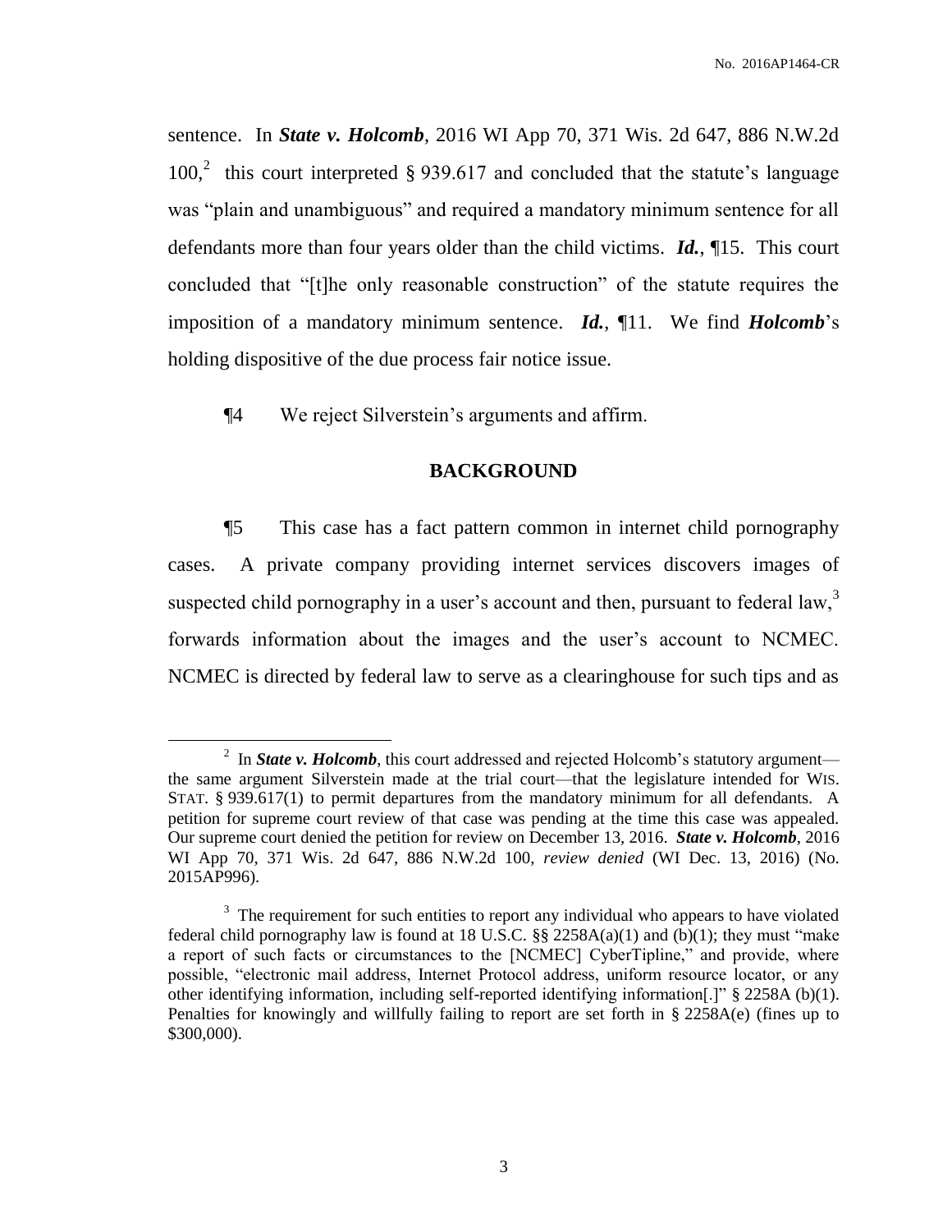sentence. In ***State v. Holcomb***, 2016 WI App 70, 371 Wis. 2d 647, 886 N.W.2d 100,[2] this court interpreted § 939.617 and concluded that the statute's language was "plain and unambiguous" and required a mandatory minimum sentence for all defendants more than four years older than the child victims. ***Id.***, ¶15. This court concluded that "[t]he only reasonable construction" of the statute requires the imposition of a mandatory minimum sentence. ***Id.***, ¶11. We find ***Holcomb***'s holding dispositive of the due process fair notice issue.

¶4 We reject Silverstein's arguments and affirm.

## BACKGROUND

¶5 This case has a fact pattern common in internet child pornography cases. A private company providing internet services discovers images of suspected child pornography in a user's account and then, pursuant to federal law,[3] forwards information about the images and the user's account to NCMEC. NCMEC is directed by federal law to serve as a clearinghouse for such tips and as

---

[2] In ***State v. Holcomb***, this court addressed and rejected Holcomb's statutory argument—the same argument Silverstein made at the trial court—that the legislature intended for WIS. STAT. § 939.617(1) to permit departures from the mandatory minimum for all defendants. A petition for supreme court review of that case was pending at the time this case was appealed. Our supreme court denied the petition for review on December 13, 2016. ***State v. Holcomb***, 2016 WI App 70, 371 Wis. 2d 647, 886 N.W.2d 100, *review denied* (WI Dec. 13, 2016) (No. 2015AP996).

[3] The requirement for such entities to report any individual who appears to have violated federal child pornography law is found at 18 U.S.C. §§ 2258A(a)(1) and (b)(1); they must "make a report of such facts or circumstances to the [NCMEC] CyberTipline," and provide, where possible, "electronic mail address, Internet Protocol address, uniform resource locator, or any other identifying information, including self-reported identifying information[.]" § 2258A (b)(1). Penalties for knowingly and willfully failing to report are set forth in § 2258A(e) (fines up to $300,000).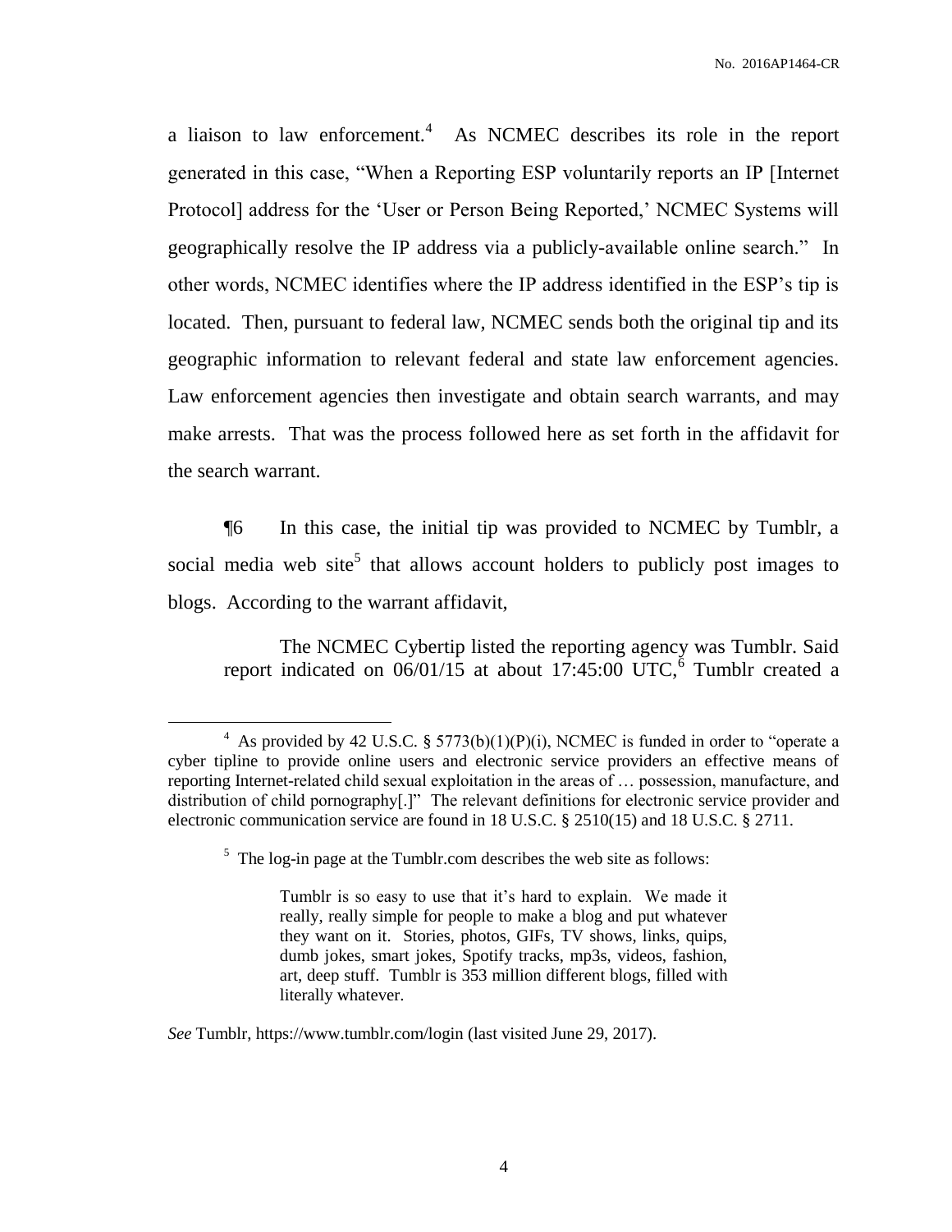a liaison to law enforcement.[4] As NCMEC describes its role in the report generated in this case, "When a Reporting ESP voluntarily reports an IP [Internet Protocol] address for the 'User or Person Being Reported,' NCMEC Systems will geographically resolve the IP address via a publicly-available online search." In other words, NCMEC identifies where the IP address identified in the ESP's tip is located. Then, pursuant to federal law, NCMEC sends both the original tip and its geographic information to relevant federal and state law enforcement agencies. Law enforcement agencies then investigate and obtain search warrants, and may make arrests. That was the process followed here as set forth in the affidavit for the search warrant.

¶6 In this case, the initial tip was provided to NCMEC by Tumblr, a social media web site[5] that allows account holders to publicly post images to blogs. According to the warrant affidavit,

> The NCMEC Cybertip listed the reporting agency was Tumblr. Said report indicated on 06/01/15 at about 17:45:00 UTC,[6] Tumblr created a

---

[4] As provided by 42 U.S.C. § 5773(b)(1)(P)(i), NCMEC is funded in order to "operate a cyber tipline to provide online users and electronic service providers an effective means of reporting Internet-related child sexual exploitation in the areas of … possession, manufacture, and distribution of child pornography[.]" The relevant definitions for electronic service provider and electronic communication service are found in 18 U.S.C. § 2510(15) and 18 U.S.C. § 2711.

[5] The log-in page at the Tumblr.com describes the web site as follows:

> Tumblr is so easy to use that it's hard to explain. We made it really, really simple for people to make a blog and put whatever they want on it. Stories, photos, GIFs, TV shows, links, quips, dumb jokes, smart jokes, Spotify tracks, mp3s, videos, fashion, art, deep stuff. Tumblr is 353 million different blogs, filled with literally whatever.

*See* Tumblr, https://www.tumblr.com/login (last visited June 29, 2017).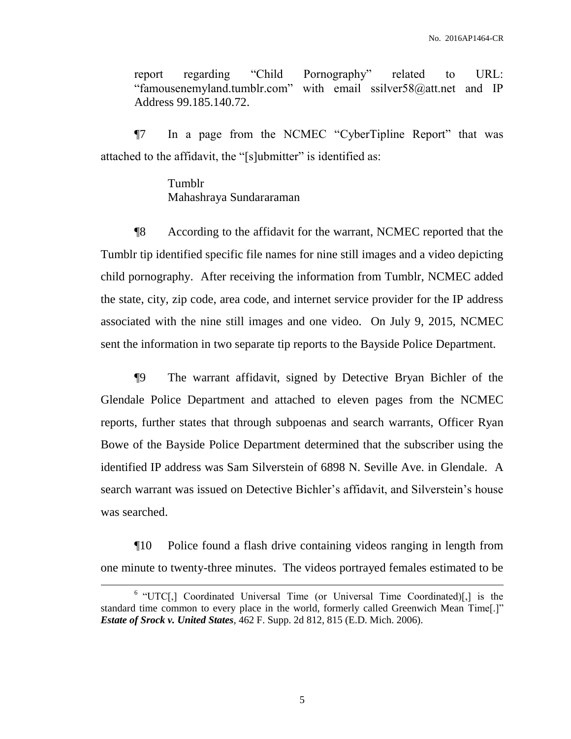report regarding "Child Pornography" related to URL: "famousenemyland.tumblr.com" with email ssilver58@att.net and IP Address 99.185.140.72.

¶7 In a page from the NCMEC "CyberTipline Report" that was attached to the affidavit, the "[s]ubmitter" is identified as:

> Tumblr
> Mahashraya Sundararaman

¶8 According to the affidavit for the warrant, NCMEC reported that the Tumblr tip identified specific file names for nine still images and a video depicting child pornography. After receiving the information from Tumblr, NCMEC added the state, city, zip code, area code, and internet service provider for the IP address associated with the nine still images and one video. On July 9, 2015, NCMEC sent the information in two separate tip reports to the Bayside Police Department.

¶9 The warrant affidavit, signed by Detective Bryan Bichler of the Glendale Police Department and attached to eleven pages from the NCMEC reports, further states that through subpoenas and search warrants, Officer Ryan Bowe of the Bayside Police Department determined that the subscriber using the identified IP address was Sam Silverstein of 6898 N. Seville Ave. in Glendale. A search warrant was issued on Detective Bichler's affidavit, and Silverstein's house was searched.

¶10 Police found a flash drive containing videos ranging in length from one minute to twenty-three minutes. The videos portrayed females estimated to be

---

[6] "UTC[,] Coordinated Universal Time (or Universal Time Coordinated)[,] is the standard time common to every place in the world, formerly called Greenwich Mean Time[.]" ***Estate of Srock v. United States***, 462 F. Supp. 2d 812, 815 (E.D. Mich. 2006).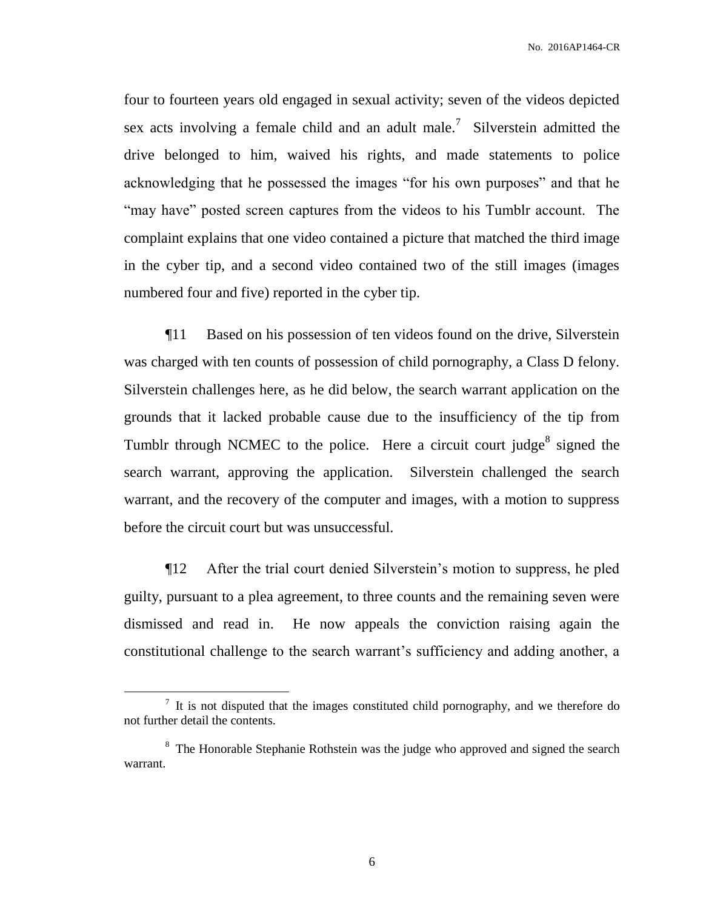four to fourteen years old engaged in sexual activity; seven of the videos depicted sex acts involving a female child and an adult male.[7] Silverstein admitted the drive belonged to him, waived his rights, and made statements to police acknowledging that he possessed the images "for his own purposes" and that he "may have" posted screen captures from the videos to his Tumblr account. The complaint explains that one video contained a picture that matched the third image in the cyber tip, and a second video contained two of the still images (images numbered four and five) reported in the cyber tip.

¶11 Based on his possession of ten videos found on the drive, Silverstein was charged with ten counts of possession of child pornography, a Class D felony. Silverstein challenges here, as he did below, the search warrant application on the grounds that it lacked probable cause due to the insufficiency of the tip from Tumblr through NCMEC to the police. Here a circuit court judge[8] signed the search warrant, approving the application. Silverstein challenged the search warrant, and the recovery of the computer and images, with a motion to suppress before the circuit court but was unsuccessful.

¶12 After the trial court denied Silverstein's motion to suppress, he pled guilty, pursuant to a plea agreement, to three counts and the remaining seven were dismissed and read in. He now appeals the conviction raising again the constitutional challenge to the search warrant's sufficiency and adding another, a

---

[7] It is not disputed that the images constituted child pornography, and we therefore do not further detail the contents.

[8] The Honorable Stephanie Rothstein was the judge who approved and signed the search warrant.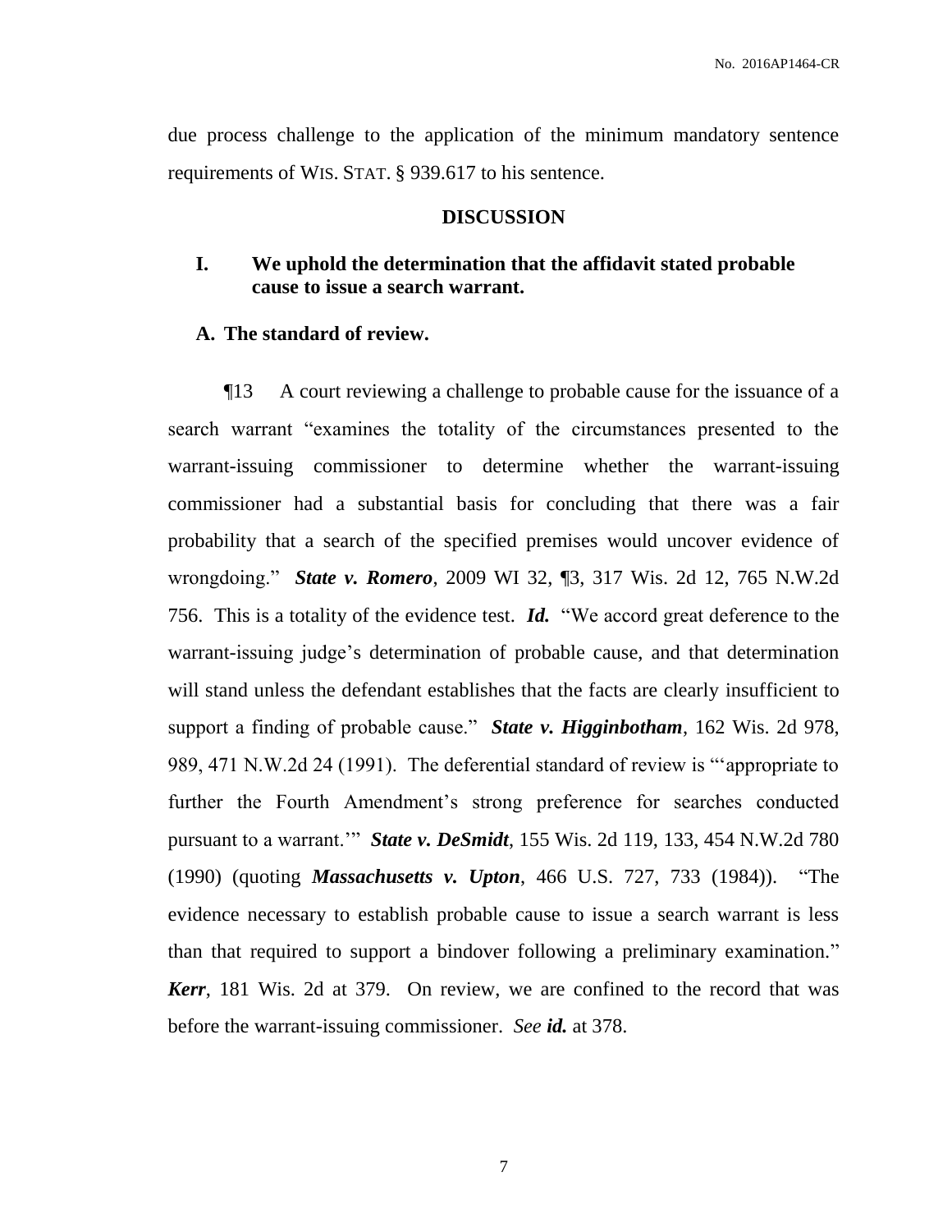due process challenge to the application of the minimum mandatory sentence requirements of WIS. STAT. § 939.617 to his sentence.

## DISCUSSION

### I. We uphold the determination that the affidavit stated probable cause to issue a search warrant.

#### A. The standard of review.

¶13 A court reviewing a challenge to probable cause for the issuance of a search warrant "examines the totality of the circumstances presented to the warrant-issuing commissioner to determine whether the warrant-issuing commissioner had a substantial basis for concluding that there was a fair probability that a search of the specified premises would uncover evidence of wrongdoing." ***State v. Romero***, 2009 WI 32, ¶3, 317 Wis. 2d 12, 765 N.W.2d 756. This is a totality of the evidence test. ***Id.*** "We accord great deference to the warrant-issuing judge's determination of probable cause, and that determination will stand unless the defendant establishes that the facts are clearly insufficient to support a finding of probable cause." ***State v. Higginbotham***, 162 Wis. 2d 978, 989, 471 N.W.2d 24 (1991). The deferential standard of review is "'appropriate to further the Fourth Amendment's strong preference for searches conducted pursuant to a warrant.'" ***State v. DeSmidt***, 155 Wis. 2d 119, 133, 454 N.W.2d 780 (1990) (quoting ***Massachusetts v. Upton***, 466 U.S. 727, 733 (1984)). "The evidence necessary to establish probable cause to issue a search warrant is less than that required to support a bindover following a preliminary examination." ***Kerr***, 181 Wis. 2d at 379. On review, we are confined to the record that was before the warrant-issuing commissioner. *See* ***id.*** at 378.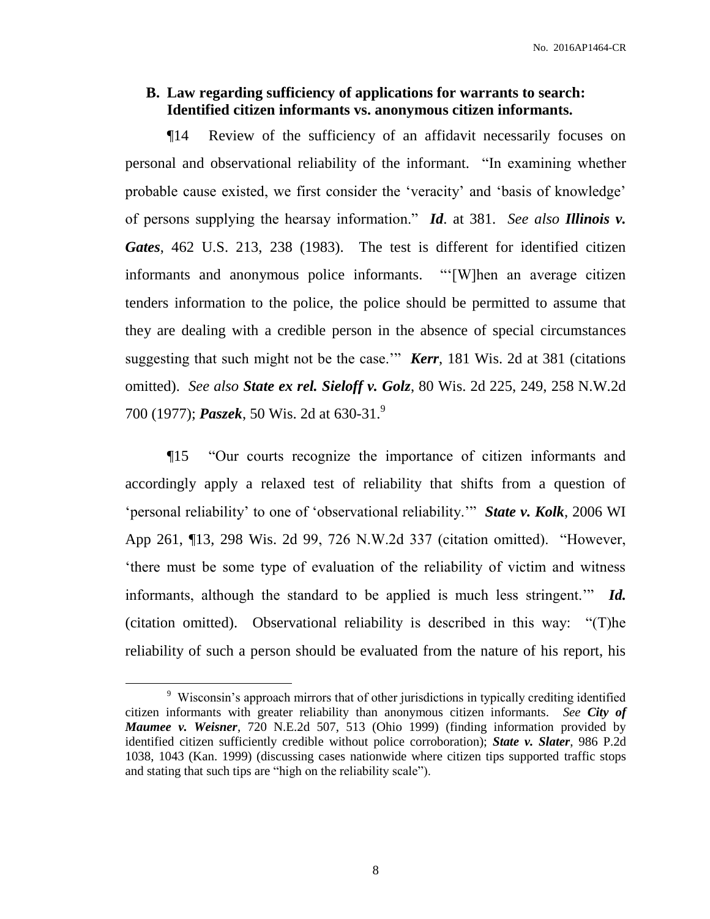### B. Law regarding sufficiency of applications for warrants to search: Identified citizen informants vs. anonymous citizen informants.

¶14 Review of the sufficiency of an affidavit necessarily focuses on personal and observational reliability of the informant. "In examining whether probable cause existed, we first consider the 'veracity' and 'basis of knowledge' of persons supplying the hearsay information." ***Id***. at 381. *See also* ***Illinois v. Gates***, 462 U.S. 213, 238 (1983). The test is different for identified citizen informants and anonymous police informants. "'[W]hen an average citizen tenders information to the police, the police should be permitted to assume that they are dealing with a credible person in the absence of special circumstances suggesting that such might not be the case.'" ***Kerr***, 181 Wis. 2d at 381 (citations omitted). *See also* ***State ex rel. Sieloff v. Golz***, 80 Wis. 2d 225, 249, 258 N.W.2d 700 (1977); ***Paszek***, 50 Wis. 2d at 630-31.[9]

¶15 "Our courts recognize the importance of citizen informants and accordingly apply a relaxed test of reliability that shifts from a question of 'personal reliability' to one of 'observational reliability.'" ***State v. Kolk***, 2006 WI App 261, ¶13, 298 Wis. 2d 99, 726 N.W.2d 337 (citation omitted). "However, 'there must be some type of evaluation of the reliability of victim and witness informants, although the standard to be applied is much less stringent.'" ***Id.*** (citation omitted). Observational reliability is described in this way: "(T)he reliability of such a person should be evaluated from the nature of his report, his

---

[9] Wisconsin's approach mirrors that of other jurisdictions in typically crediting identified citizen informants with greater reliability than anonymous citizen informants. *See* ***City of Maumee v. Weisner***, 720 N.E.2d 507, 513 (Ohio 1999) (finding information provided by identified citizen sufficiently credible without police corroboration); ***State v. Slater***, 986 P.2d 1038, 1043 (Kan. 1999) (discussing cases nationwide where citizen tips supported traffic stops and stating that such tips are "high on the reliability scale").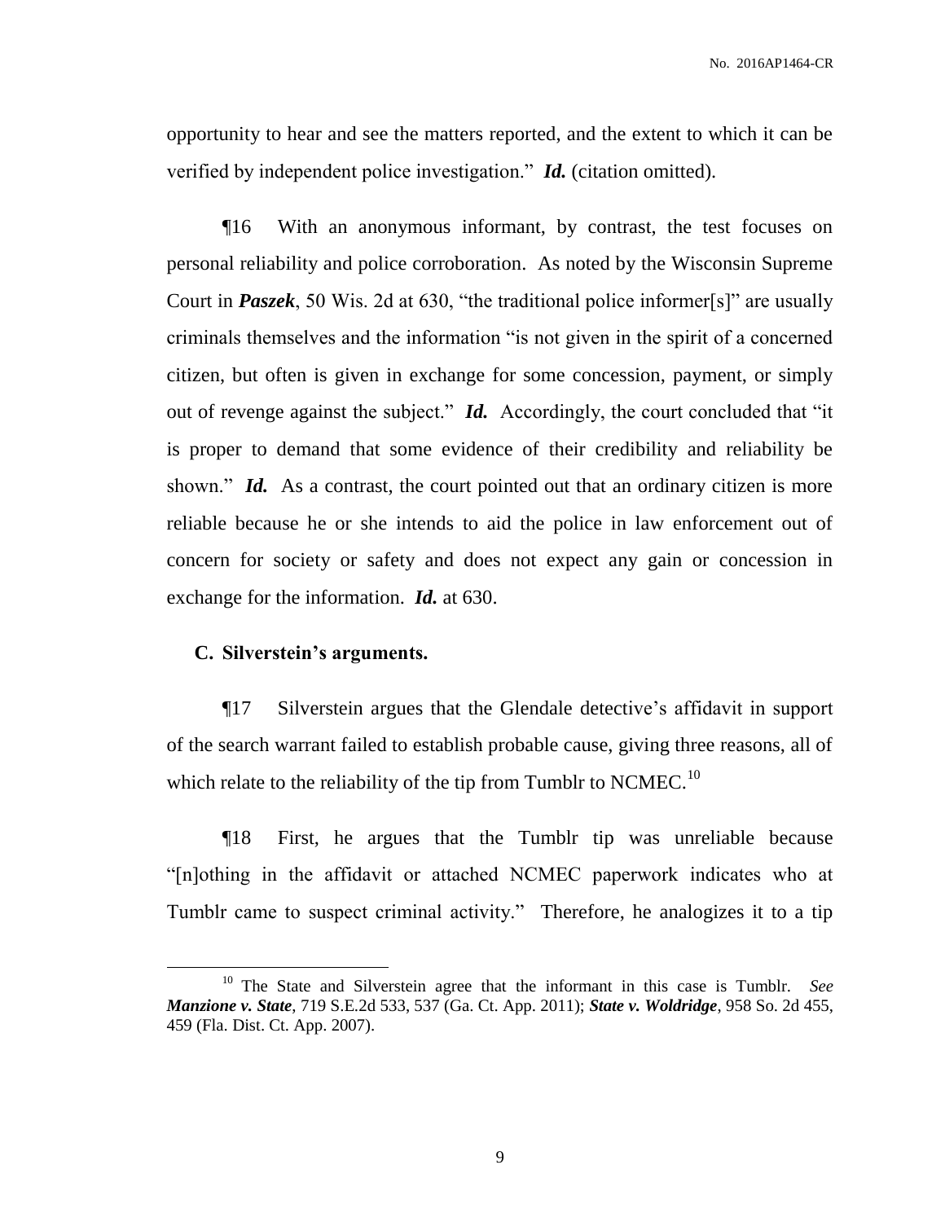opportunity to hear and see the matters reported, and the extent to which it can be verified by independent police investigation." ***Id.*** (citation omitted).

¶16 With an anonymous informant, by contrast, the test focuses on personal reliability and police corroboration. As noted by the Wisconsin Supreme Court in ***Paszek***, 50 Wis. 2d at 630, "the traditional police informer[s]" are usually criminals themselves and the information "is not given in the spirit of a concerned citizen, but often is given in exchange for some concession, payment, or simply out of revenge against the subject." ***Id.*** Accordingly, the court concluded that "it is proper to demand that some evidence of their credibility and reliability be shown." ***Id.*** As a contrast, the court pointed out that an ordinary citizen is more reliable because he or she intends to aid the police in law enforcement out of concern for society or safety and does not expect any gain or concession in exchange for the information. ***Id.*** at 630.

### C. Silverstein's arguments.

¶17 Silverstein argues that the Glendale detective's affidavit in support of the search warrant failed to establish probable cause, giving three reasons, all of which relate to the reliability of the tip from Tumblr to NCMEC.[10]

¶18 First, he argues that the Tumblr tip was unreliable because "[n]othing in the affidavit or attached NCMEC paperwork indicates who at Tumblr came to suspect criminal activity." Therefore, he analogizes it to a tip

[10] The State and Silverstein agree that the informant in this case is Tumblr. *See* ***Manzione v. State***, 719 S.E.2d 533, 537 (Ga. Ct. App. 2011); ***State v. Woldridge***, 958 So. 2d 455, 459 (Fla. Dist. Ct. App. 2007).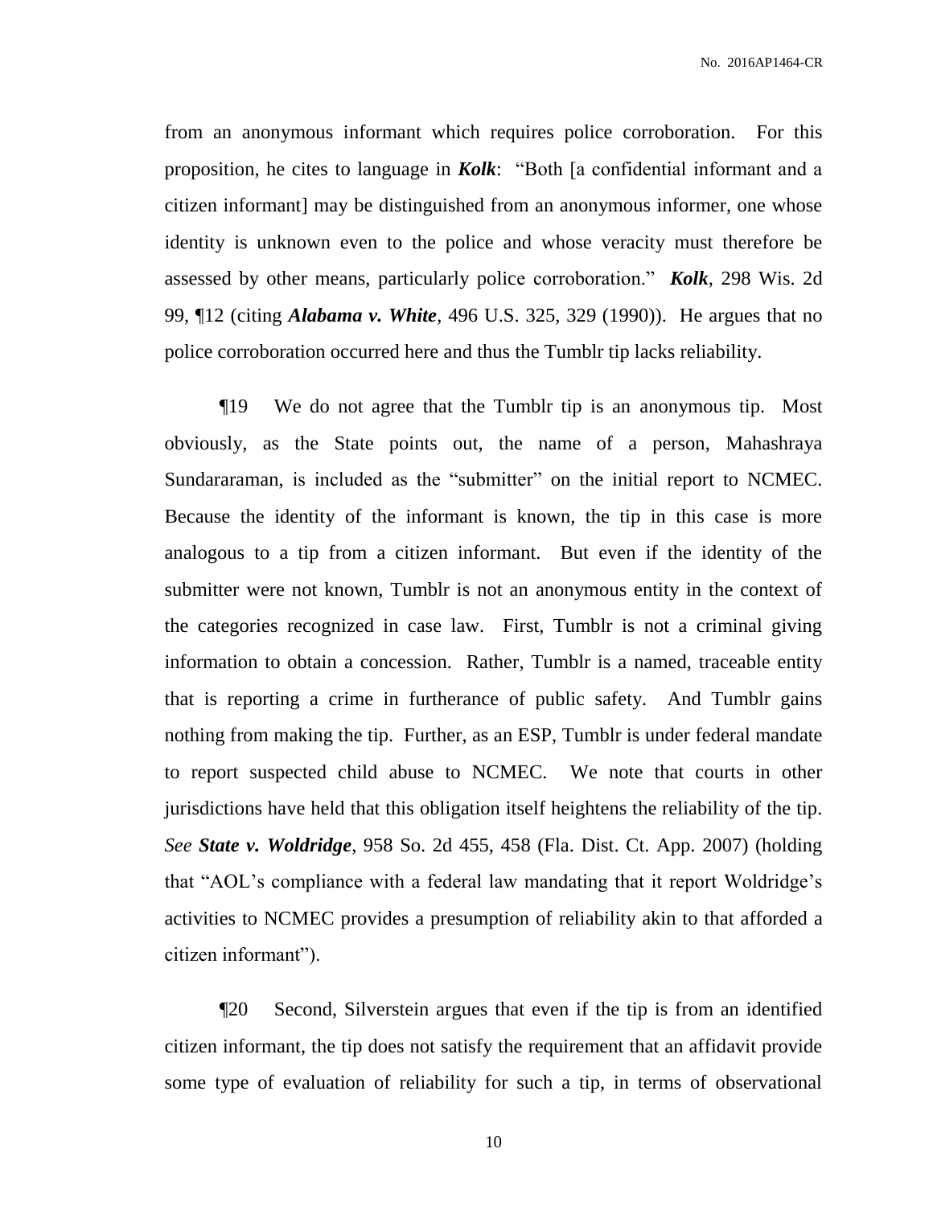from an anonymous informant which requires police corroboration. For this proposition, he cites to language in ***Kolk***: "Both [a confidential informant and a citizen informant] may be distinguished from an anonymous informer, one whose identity is unknown even to the police and whose veracity must therefore be assessed by other means, particularly police corroboration." ***Kolk***, 298 Wis. 2d 99, ¶12 (citing ***Alabama v. White***, 496 U.S. 325, 329 (1990)). He argues that no police corroboration occurred here and thus the Tumblr tip lacks reliability.

¶19 We do not agree that the Tumblr tip is an anonymous tip. Most obviously, as the State points out, the name of a person, Mahashraya Sundararaman, is included as the "submitter" on the initial report to NCMEC. Because the identity of the informant is known, the tip in this case is more analogous to a tip from a citizen informant. But even if the identity of the submitter were not known, Tumblr is not an anonymous entity in the context of the categories recognized in case law. First, Tumblr is not a criminal giving information to obtain a concession. Rather, Tumblr is a named, traceable entity that is reporting a crime in furtherance of public safety. And Tumblr gains nothing from making the tip. Further, as an ESP, Tumblr is under federal mandate to report suspected child abuse to NCMEC. We note that courts in other jurisdictions have held that this obligation itself heightens the reliability of the tip. *See* ***State v. Woldridge***, 958 So. 2d 455, 458 (Fla. Dist. Ct. App. 2007) (holding that "AOL's compliance with a federal law mandating that it report Woldridge's activities to NCMEC provides a presumption of reliability akin to that afforded a citizen informant").

¶20 Second, Silverstein argues that even if the tip is from an identified citizen informant, the tip does not satisfy the requirement that an affidavit provide some type of evaluation of reliability for such a tip, in terms of observational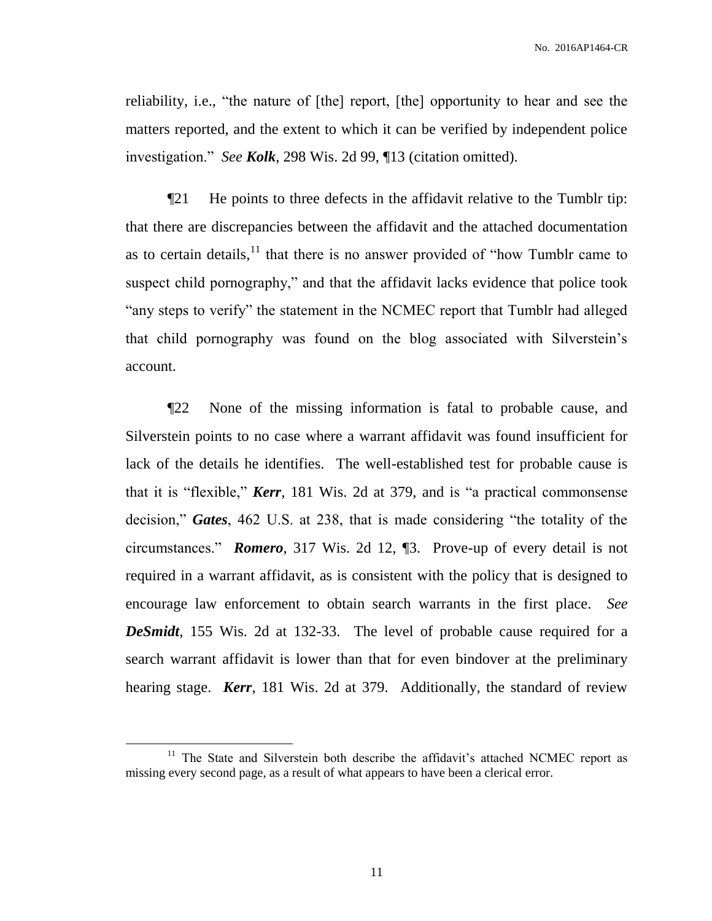reliability, i.e., "the nature of [the] report, [the] opportunity to hear and see the matters reported, and the extent to which it can be verified by independent police investigation." *See* ***Kolk***, 298 Wis. 2d 99, ¶13 (citation omitted).

¶21 He points to three defects in the affidavit relative to the Tumblr tip: that there are discrepancies between the affidavit and the attached documentation as to certain details,[11] that there is no answer provided of "how Tumblr came to suspect child pornography," and that the affidavit lacks evidence that police took "any steps to verify" the statement in the NCMEC report that Tumblr had alleged that child pornography was found on the blog associated with Silverstein's account.

¶22 None of the missing information is fatal to probable cause, and Silverstein points to no case where a warrant affidavit was found insufficient for lack of the details he identifies. The well-established test for probable cause is that it is "flexible," ***Kerr***, 181 Wis. 2d at 379, and is "a practical commonsense decision," ***Gates***, 462 U.S. at 238, that is made considering "the totality of the circumstances." ***Romero***, 317 Wis. 2d 12, ¶3. Prove-up of every detail is not required in a warrant affidavit, as is consistent with the policy that is designed to encourage law enforcement to obtain search warrants in the first place. *See* ***DeSmidt***, 155 Wis. 2d at 132-33. The level of probable cause required for a search warrant affidavit is lower than that for even bindover at the preliminary hearing stage. ***Kerr***, 181 Wis. 2d at 379. Additionally, the standard of review

[11] The State and Silverstein both describe the affidavit's attached NCMEC report as missing every second page, as a result of what appears to have been a clerical error.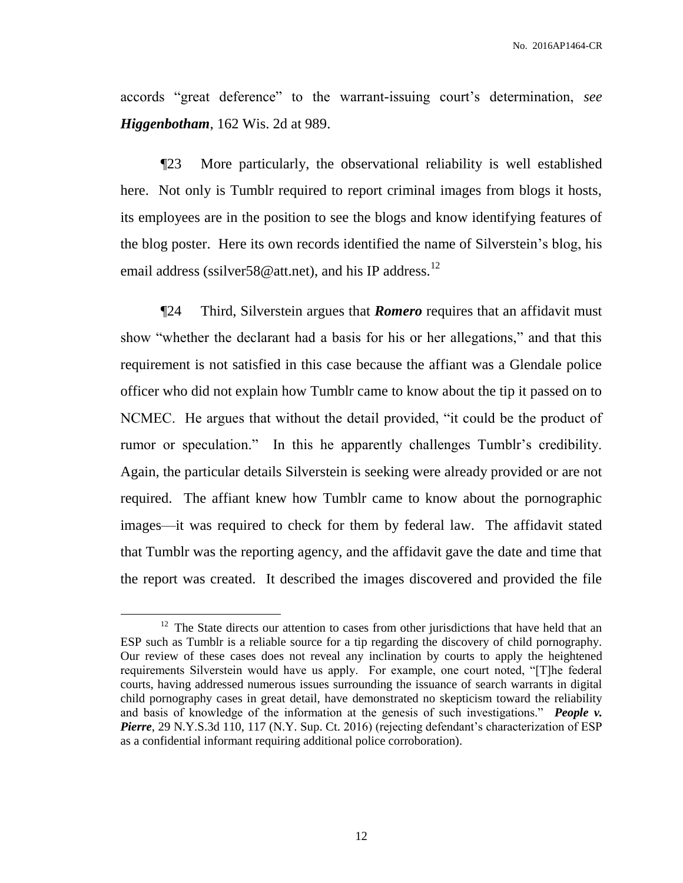accords "great deference" to the warrant-issuing court's determination, *see* ***Higgenbotham***, 162 Wis. 2d at 989.

¶23 More particularly, the observational reliability is well established here. Not only is Tumblr required to report criminal images from blogs it hosts, its employees are in the position to see the blogs and know identifying features of the blog poster. Here its own records identified the name of Silverstein's blog, his email address (ssilver58@att.net), and his IP address.[12]

¶24 Third, Silverstein argues that ***Romero*** requires that an affidavit must show "whether the declarant had a basis for his or her allegations," and that this requirement is not satisfied in this case because the affiant was a Glendale police officer who did not explain how Tumblr came to know about the tip it passed on to NCMEC. He argues that without the detail provided, "it could be the product of rumor or speculation." In this he apparently challenges Tumblr's credibility. Again, the particular details Silverstein is seeking were already provided or are not required. The affiant knew how Tumblr came to know about the pornographic images—it was required to check for them by federal law. The affidavit stated that Tumblr was the reporting agency, and the affidavit gave the date and time that the report was created. It described the images discovered and provided the file

---

[12] The State directs our attention to cases from other jurisdictions that have held that an ESP such as Tumblr is a reliable source for a tip regarding the discovery of child pornography. Our review of these cases does not reveal any inclination by courts to apply the heightened requirements Silverstein would have us apply. For example, one court noted, "[T]he federal courts, having addressed numerous issues surrounding the issuance of search warrants in digital child pornography cases in great detail, have demonstrated no skepticism toward the reliability and basis of knowledge of the information at the genesis of such investigations." ***People v. Pierre***, 29 N.Y.S.3d 110, 117 (N.Y. Sup. Ct. 2016) (rejecting defendant's characterization of ESP as a confidential informant requiring additional police corroboration).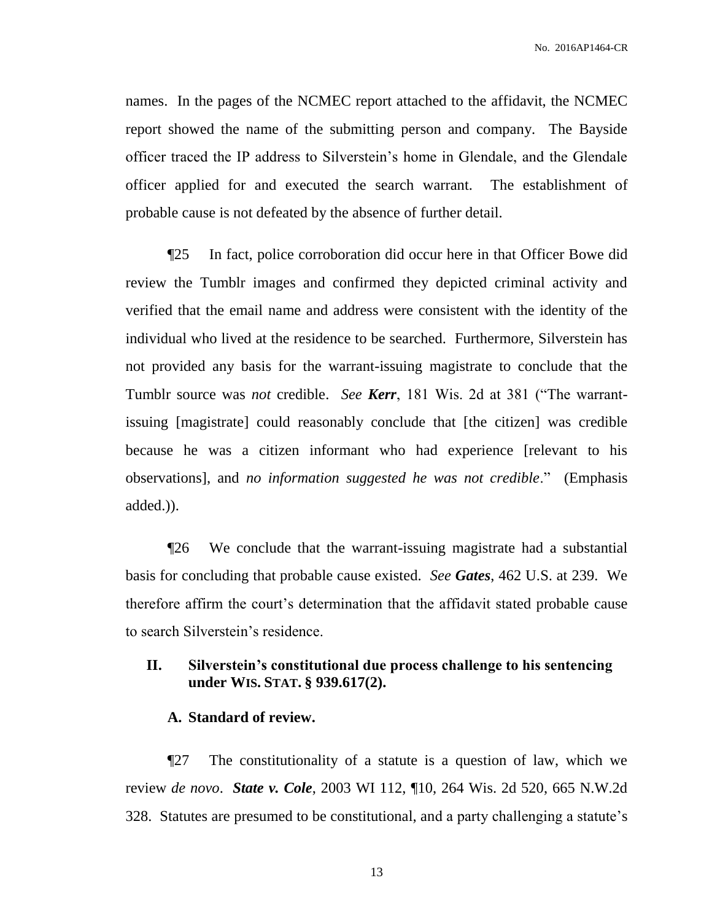names. In the pages of the NCMEC report attached to the affidavit, the NCMEC report showed the name of the submitting person and company. The Bayside officer traced the IP address to Silverstein's home in Glendale, and the Glendale officer applied for and executed the search warrant. The establishment of probable cause is not defeated by the absence of further detail.

¶25 In fact, police corroboration did occur here in that Officer Bowe did review the Tumblr images and confirmed they depicted criminal activity and verified that the email name and address were consistent with the identity of the individual who lived at the residence to be searched. Furthermore, Silverstein has not provided any basis for the warrant-issuing magistrate to conclude that the Tumblr source was *not* credible. *See* ***Kerr***, 181 Wis. 2d at 381 ("The warrant-issuing [magistrate] could reasonably conclude that [the citizen] was credible because he was a citizen informant who had experience [relevant to his observations], and *no information suggested he was not credible*." (Emphasis added.)).

¶26 We conclude that the warrant-issuing magistrate had a substantial basis for concluding that probable cause existed. *See* ***Gates***, 462 U.S. at 239. We therefore affirm the court's determination that the affidavit stated probable cause to search Silverstein's residence.

## II. Silverstein's constitutional due process challenge to his sentencing under WIS. STAT. § 939.617(2).

### A. Standard of review.

¶27 The constitutionality of a statute is a question of law, which we review *de novo*. ***State v. Cole***, 2003 WI 112, ¶10, 264 Wis. 2d 520, 665 N.W.2d 328. Statutes are presumed to be constitutional, and a party challenging a statute's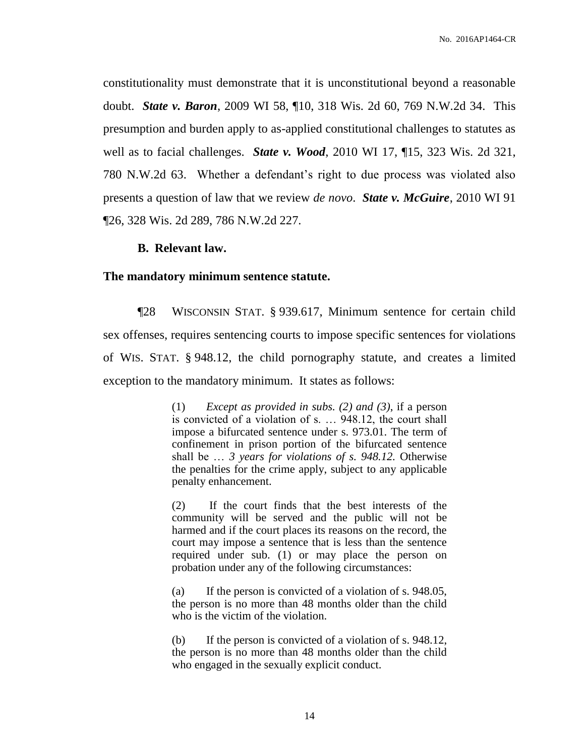constitutionality must demonstrate that it is unconstitutional beyond a reasonable doubt. ***State v. Baron***, 2009 WI 58, ¶10, 318 Wis. 2d 60, 769 N.W.2d 34. This presumption and burden apply to as-applied constitutional challenges to statutes as well as to facial challenges. ***State v. Wood***, 2010 WI 17, ¶15, 323 Wis. 2d 321, 780 N.W.2d 63. Whether a defendant's right to due process was violated also presents a question of law that we review *de novo*. ***State v. McGuire***, 2010 WI 91 ¶26, 328 Wis. 2d 289, 786 N.W.2d 227.

**B. Relevant law.**

**The mandatory minimum sentence statute.**

¶28 WISCONSIN STAT. § 939.617, Minimum sentence for certain child sex offenses, requires sentencing courts to impose specific sentences for violations of WIS. STAT. § 948.12, the child pornography statute, and creates a limited exception to the mandatory minimum. It states as follows:

> (1) *Except as provided in subs. (2) and (3)*, if a person is convicted of a violation of s. … 948.12, the court shall impose a bifurcated sentence under s. 973.01. The term of confinement in prison portion of the bifurcated sentence shall be … *3 years for violations of s. 948.12.* Otherwise the penalties for the crime apply, subject to any applicable penalty enhancement.
>
> (2) If the court finds that the best interests of the community will be served and the public will not be harmed and if the court places its reasons on the record, the court may impose a sentence that is less than the sentence required under sub. (1) or may place the person on probation under any of the following circumstances:
>
> (a) If the person is convicted of a violation of s. 948.05, the person is no more than 48 months older than the child who is the victim of the violation.
>
> (b) If the person is convicted of a violation of s. 948.12, the person is no more than 48 months older than the child who engaged in the sexually explicit conduct.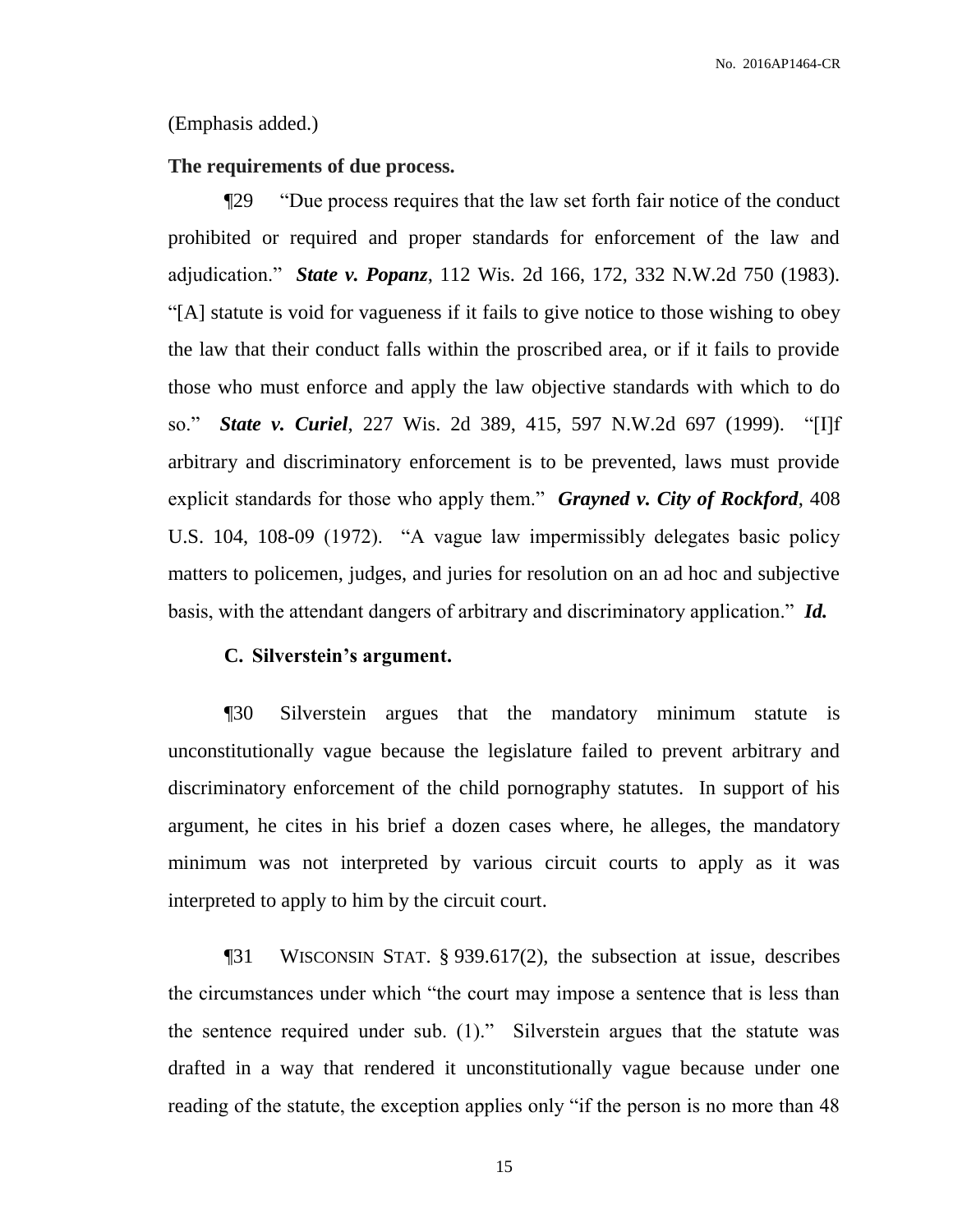(Emphasis added.)

**The requirements of due process.**

¶29 "Due process requires that the law set forth fair notice of the conduct prohibited or required and proper standards for enforcement of the law and adjudication." ***State v. Popanz***, 112 Wis. 2d 166, 172, 332 N.W.2d 750 (1983). "[A] statute is void for vagueness if it fails to give notice to those wishing to obey the law that their conduct falls within the proscribed area, or if it fails to provide those who must enforce and apply the law objective standards with which to do so." ***State v. Curiel***, 227 Wis. 2d 389, 415, 597 N.W.2d 697 (1999). "[I]f arbitrary and discriminatory enforcement is to be prevented, laws must provide explicit standards for those who apply them." ***Grayned v. City of Rockford***, 408 U.S. 104, 108-09 (1972). "A vague law impermissibly delegates basic policy matters to policemen, judges, and juries for resolution on an ad hoc and subjective basis, with the attendant dangers of arbitrary and discriminatory application." ***Id.***

## C. Silverstein's argument.

¶30 Silverstein argues that the mandatory minimum statute is unconstitutionally vague because the legislature failed to prevent arbitrary and discriminatory enforcement of the child pornography statutes. In support of his argument, he cites in his brief a dozen cases where, he alleges, the mandatory minimum was not interpreted by various circuit courts to apply as it was interpreted to apply to him by the circuit court.

¶31 WISCONSIN STAT. § 939.617(2), the subsection at issue, describes the circumstances under which "the court may impose a sentence that is less than the sentence required under sub. (1)." Silverstein argues that the statute was drafted in a way that rendered it unconstitutionally vague because under one reading of the statute, the exception applies only "if the person is no more than 48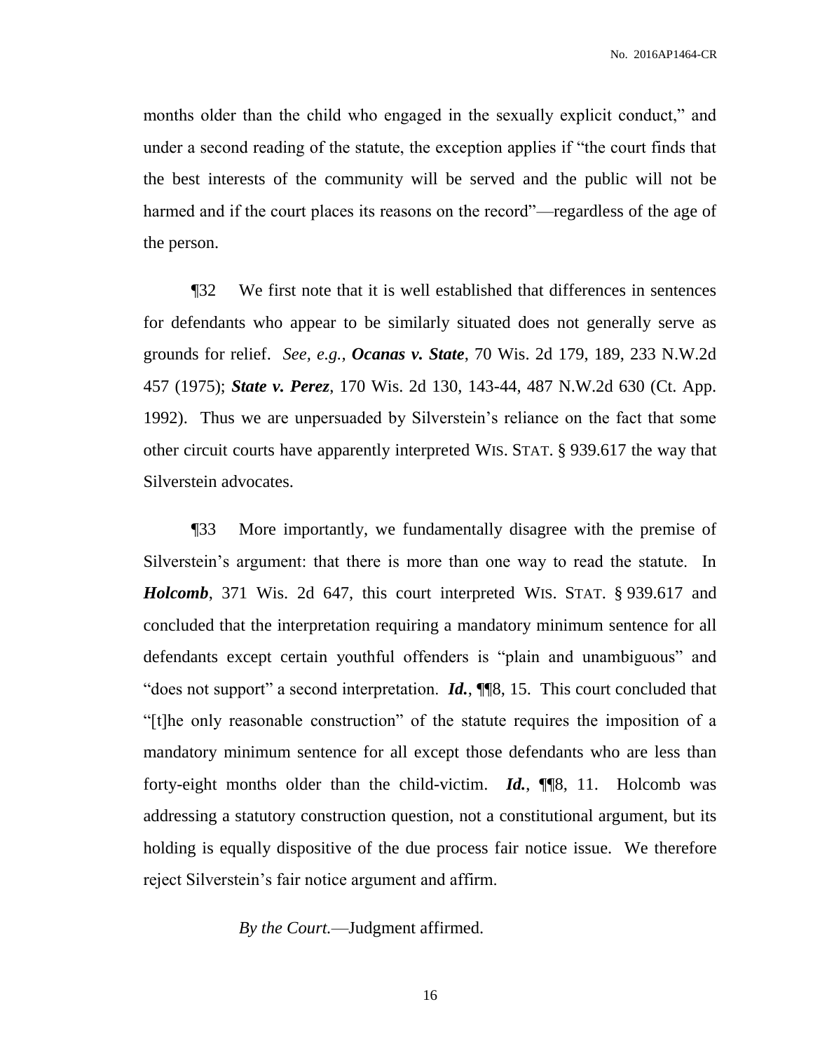months older than the child who engaged in the sexually explicit conduct," and under a second reading of the statute, the exception applies if "the court finds that the best interests of the community will be served and the public will not be harmed and if the court places its reasons on the record"—regardless of the age of the person.

¶32 We first note that it is well established that differences in sentences for defendants who appear to be similarly situated does not generally serve as grounds for relief. *See, e.g.*, ***Ocanas v. State***, 70 Wis. 2d 179, 189, 233 N.W.2d 457 (1975); ***State v. Perez***, 170 Wis. 2d 130, 143-44, 487 N.W.2d 630 (Ct. App. 1992). Thus we are unpersuaded by Silverstein's reliance on the fact that some other circuit courts have apparently interpreted WIS. STAT. § 939.617 the way that Silverstein advocates.

¶33 More importantly, we fundamentally disagree with the premise of Silverstein's argument: that there is more than one way to read the statute. In ***Holcomb***, 371 Wis. 2d 647, this court interpreted WIS. STAT. § 939.617 and concluded that the interpretation requiring a mandatory minimum sentence for all defendants except certain youthful offenders is "plain and unambiguous" and "does not support" a second interpretation. ***Id.***, ¶¶8, 15. This court concluded that "[t]he only reasonable construction" of the statute requires the imposition of a mandatory minimum sentence for all except those defendants who are less than forty-eight months older than the child-victim. ***Id.***, ¶¶8, 11. Holcomb was addressing a statutory construction question, not a constitutional argument, but its holding is equally dispositive of the due process fair notice issue. We therefore reject Silverstein's fair notice argument and affirm.

*By the Court.*—Judgment affirmed.